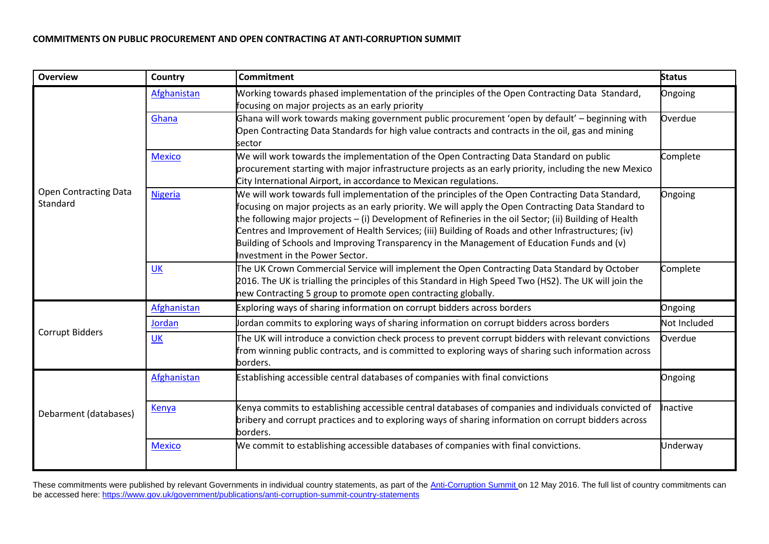**COMMITMENTS ON PUBLIC PROCUREMENT AND OPEN CONTRACTING AT ANTI-CORRUPTION SUMMIT**

| Overview | Country | Commitment | Status |
|---|---|---|---|
| Open Contracting Data Standard | [Afghanistan]() | Working towards phased implementation of the principles of the Open Contracting Data Standard, focusing on major projects as an early priority | Ongoing |
| | [Ghana]() | Ghana will work towards making government public procurement 'open by default' – beginning with Open Contracting Data Standards for high value contracts and contracts in the oil, gas and mining sector | Overdue |
| | [Mexico]() | We will work towards the implementation of the Open Contracting Data Standard on public procurement starting with major infrastructure projects as an early priority, including the new Mexico City International Airport, in accordance to Mexican regulations. | Complete |
| | [Nigeria]() | We will work towards full implementation of the principles of the Open Contracting Data Standard, focusing on major projects as an early priority. We will apply the Open Contracting Data Standard to the following major projects – (i) Development of Refineries in the oil Sector; (ii) Building of Health Centres and Improvement of Health Services; (iii) Building of Roads and other Infrastructures; (iv) Building of Schools and Improving Transparency in the Management of Education Funds and (v) Investment in the Power Sector. | Ongoing |
| | [UK]() | The UK Crown Commercial Service will implement the Open Contracting Data Standard by October 2016. The UK is trialling the principles of this Standard in High Speed Two (HS2). The UK will join the new Contracting 5 group to promote open contracting globally. | Complete |
| Corrupt Bidders | [Afghanistan]() | Exploring ways of sharing information on corrupt bidders across borders | Ongoing |
| | [Jordan]() | Jordan commits to exploring ways of sharing information on corrupt bidders across borders | Not Included |
| | [UK]() | The UK will introduce a conviction check process to prevent corrupt bidders with relevant convictions from winning public contracts, and is committed to exploring ways of sharing such information across borders. | Overdue |
| Debarment (databases) | [Afghanistan]() | Establishing accessible central databases of companies with final convictions | Ongoing |
| | [Kenya]() | Kenya commits to establishing accessible central databases of companies and individuals convicted of bribery and corrupt practices and to exploring ways of sharing information on corrupt bidders across borders. | Inactive |
| | [Mexico]() | We commit to establishing accessible databases of companies with final convictions. | Underway |

These commitments were published by relevant Governments in individual country statements, as part of the [Anti-Corruption Summit]() on 12 May 2016. The full list of country commitments can be accessed here: [https://www.gov.uk/government/publications/anti-corruption-summit-country-statements](https://www.gov.uk/government/publications/anti-corruption-summit-country-statements)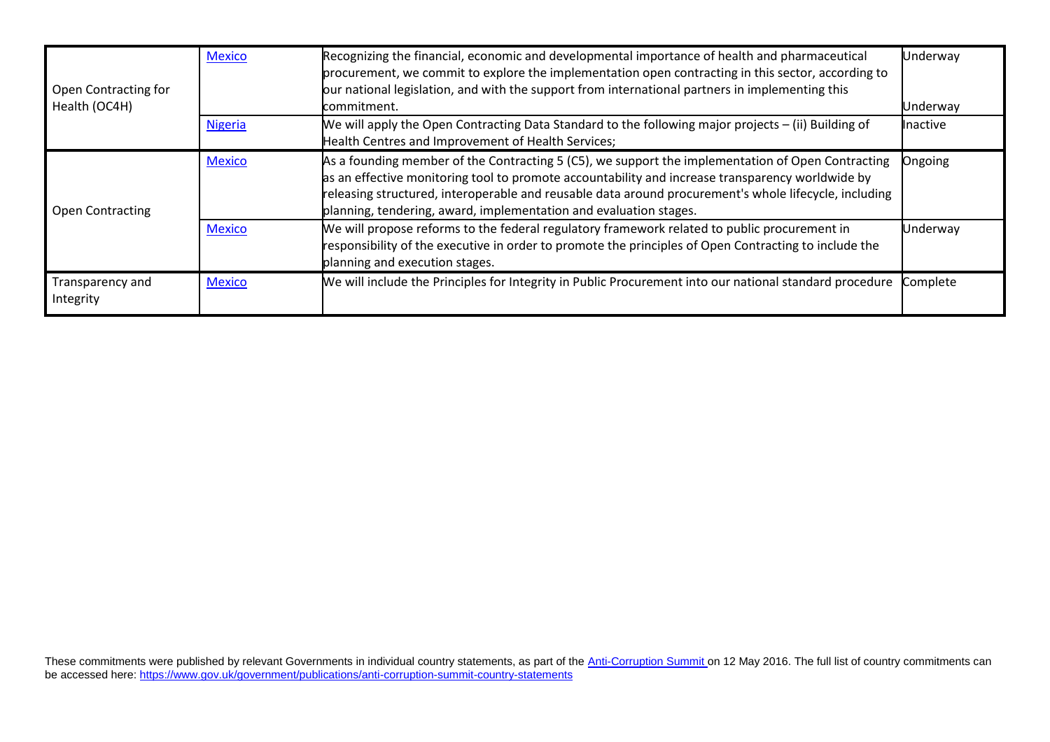| | | | |
|---|---|---|---|
| Open Contracting for Health (OC4H) | [Mexico](#) | Recognizing the financial, economic and developmental importance of health and pharmaceutical procurement, we commit to explore the implementation open contracting in this sector, according to our national legislation, and with the support from international partners in implementing this commitment. | Underway<br><br>Underway |
| | [Nigeria](#) | We will apply the Open Contracting Data Standard to the following major projects – (ii) Building of Health Centres and Improvement of Health Services; | Inactive |
| Open Contracting | [Mexico](#) | As a founding member of the Contracting 5 (C5), we support the implementation of Open Contracting as an effective monitoring tool to promote accountability and increase transparency worldwide by releasing structured, interoperable and reusable data around procurement's whole lifecycle, including planning, tendering, award, implementation and evaluation stages. | Ongoing |
| | [Mexico](#) | We will propose reforms to the federal regulatory framework related to public procurement in responsibility of the executive in order to promote the principles of Open Contracting to include the planning and execution stages. | Underway |
| Transparency and Integrity | [Mexico](#) | We will include the Principles for Integrity in Public Procurement into our national standard procedure | Complete |

These commitments were published by relevant Governments in individual country statements, as part of the [Anti-Corruption Summit](#) on 12 May 2016. The full list of country commitments can be accessed here: https://www.gov.uk/government/publications/anti-corruption-summit-country-statements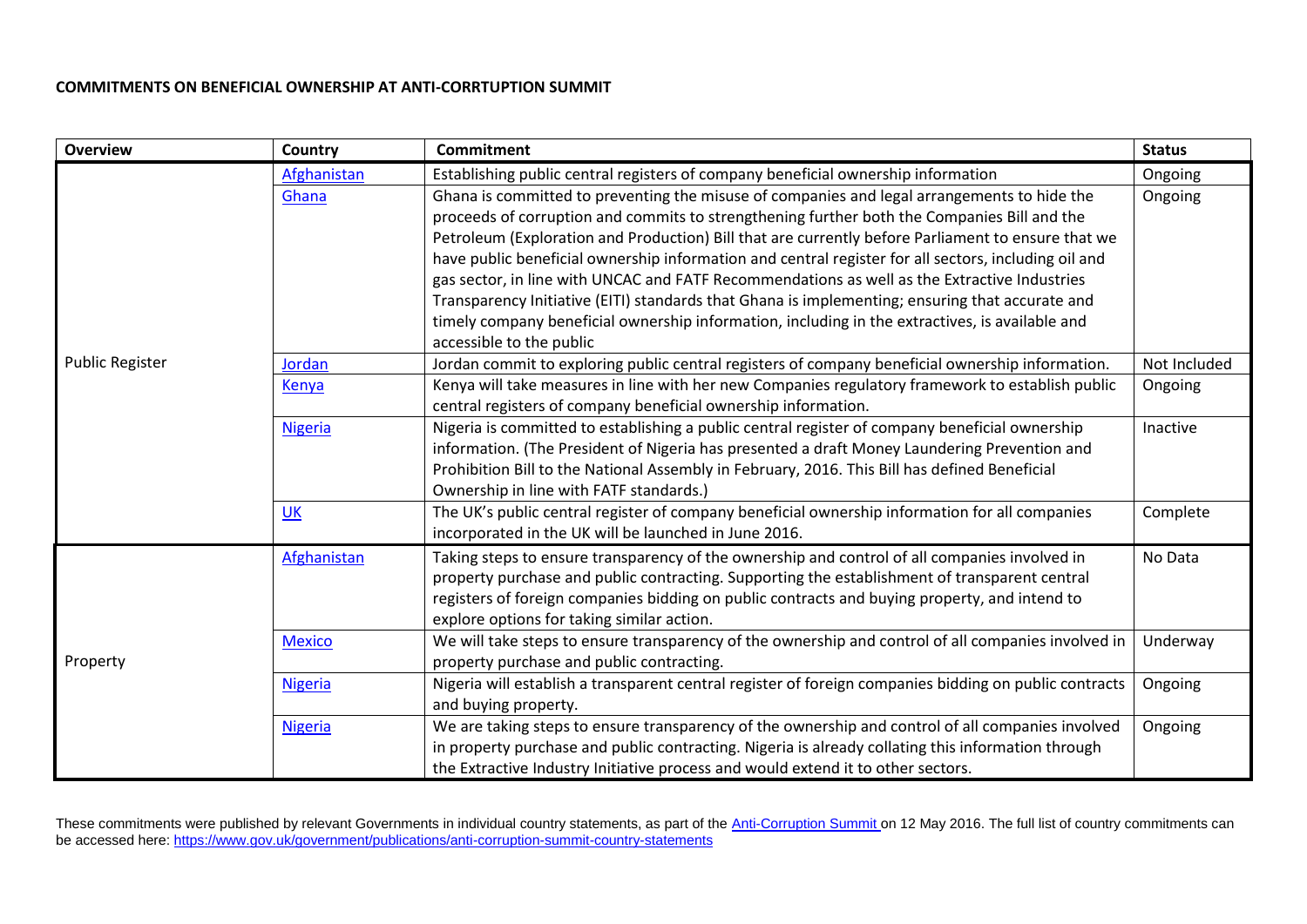**COMMITMENTS ON BENEFICIAL OWNERSHIP AT ANTI-CORRTUPTION SUMMIT**

| Overview | Country | Commitment | Status |
|---|---|---|---|
| Public Register | [Afghanistan]() | Establishing public central registers of company beneficial ownership information | Ongoing |
| | [Ghana]() | Ghana is committed to preventing the misuse of companies and legal arrangements to hide the proceeds of corruption and commits to strengthening further both the Companies Bill and the Petroleum (Exploration and Production) Bill that are currently before Parliament to ensure that we have public beneficial ownership information and central register for all sectors, including oil and gas sector, in line with UNCAC and FATF Recommendations as well as the Extractive Industries Transparency Initiative (EITI) standards that Ghana is implementing; ensuring that accurate and timely company beneficial ownership information, including in the extractives, is available and accessible to the public | Ongoing |
| | [Jordan]() | Jordan commit to exploring public central registers of company beneficial ownership information. | Not Included |
| | [Kenya]() | Kenya will take measures in line with her new Companies regulatory framework to establish public central registers of company beneficial ownership information. | Ongoing |
| | [Nigeria]() | Nigeria is committed to establishing a public central register of company beneficial ownership information. (The President of Nigeria has presented a draft Money Laundering Prevention and Prohibition Bill to the National Assembly in February, 2016. This Bill has defined Beneficial Ownership in line with FATF standards.) | Inactive |
| | [UK]() | The UK's public central register of company beneficial ownership information for all companies incorporated in the UK will be launched in June 2016. | Complete |
| Property | [Afghanistan]() | Taking steps to ensure transparency of the ownership and control of all companies involved in property purchase and public contracting. Supporting the establishment of transparent central registers of foreign companies bidding on public contracts and buying property, and intend to explore options for taking similar action. | No Data |
| | [Mexico]() | We will take steps to ensure transparency of the ownership and control of all companies involved in property purchase and public contracting. | Underway |
| | [Nigeria]() | Nigeria will establish a transparent central register of foreign companies bidding on public contracts and buying property. | Ongoing |
| | [Nigeria]() | We are taking steps to ensure transparency of the ownership and control of all companies involved in property purchase and public contracting. Nigeria is already collating this information through the Extractive Industry Initiative process and would extend it to other sectors. | Ongoing |

These commitments were published by relevant Governments in individual country statements, as part of the [Anti-Corruption Summit]() on 12 May 2016. The full list of country commitments can be accessed here: https://www.gov.uk/government/publications/anti-corruption-summit-country-statements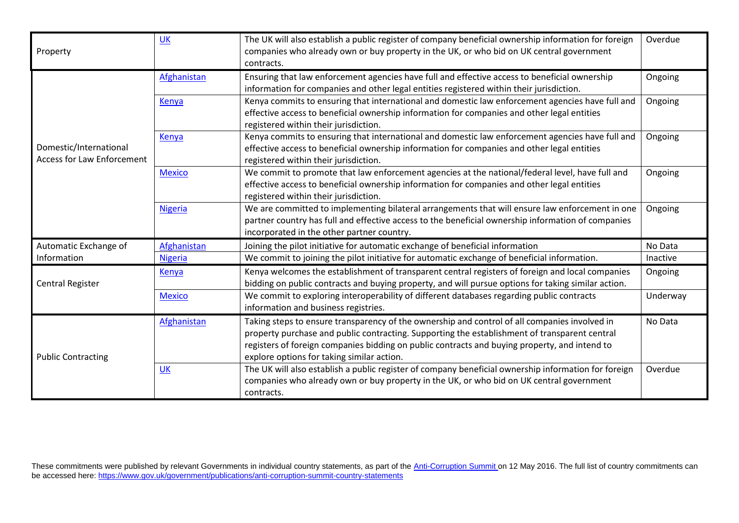| | | | |
|---|---|---|---|
| Property | UK | The UK will also establish a public register of company beneficial ownership information for foreign companies who already own or buy property in the UK, or who bid on UK central government contracts. | Overdue |
| Domestic/International Access for Law Enforcement | Afghanistan | Ensuring that law enforcement agencies have full and effective access to beneficial ownership information for companies and other legal entities registered within their jurisdiction. | Ongoing |
| | Kenya | Kenya commits to ensuring that international and domestic law enforcement agencies have full and effective access to beneficial ownership information for companies and other legal entities registered within their jurisdiction. | Ongoing |
| | Kenya | Kenya commits to ensuring that international and domestic law enforcement agencies have full and effective access to beneficial ownership information for companies and other legal entities registered within their jurisdiction. | Ongoing |
| | Mexico | We commit to promote that law enforcement agencies at the national/federal level, have full and effective access to beneficial ownership information for companies and other legal entities registered within their jurisdiction. | Ongoing |
| | Nigeria | We are committed to implementing bilateral arrangements that will ensure law enforcement in one partner country has full and effective access to the beneficial ownership information of companies incorporated in the other partner country. | Ongoing |
| Automatic Exchange of Information | Afghanistan | Joining the pilot initiative for automatic exchange of beneficial information | No Data |
| | Nigeria | We commit to joining the pilot initiative for automatic exchange of beneficial information. | Inactive |
| Central Register | Kenya | Kenya welcomes the establishment of transparent central registers of foreign and local companies bidding on public contracts and buying property, and will pursue options for taking similar action. | Ongoing |
| | Mexico | We commit to exploring interoperability of different databases regarding public contracts information and business registries. | Underway |
| Public Contracting | Afghanistan | Taking steps to ensure transparency of the ownership and control of all companies involved in property purchase and public contracting. Supporting the establishment of transparent central registers of foreign companies bidding on public contracts and buying property, and intend to explore options for taking similar action. | No Data |
| | UK | The UK will also establish a public register of company beneficial ownership information for foreign companies who already own or buy property in the UK, or who bid on UK central government contracts. | Overdue |

These commitments were published by relevant Governments in individual country statements, as part of the Anti-Corruption Summit on 12 May 2016. The full list of country commitments can be accessed here: https://www.gov.uk/government/publications/anti-corruption-summit-country-statements